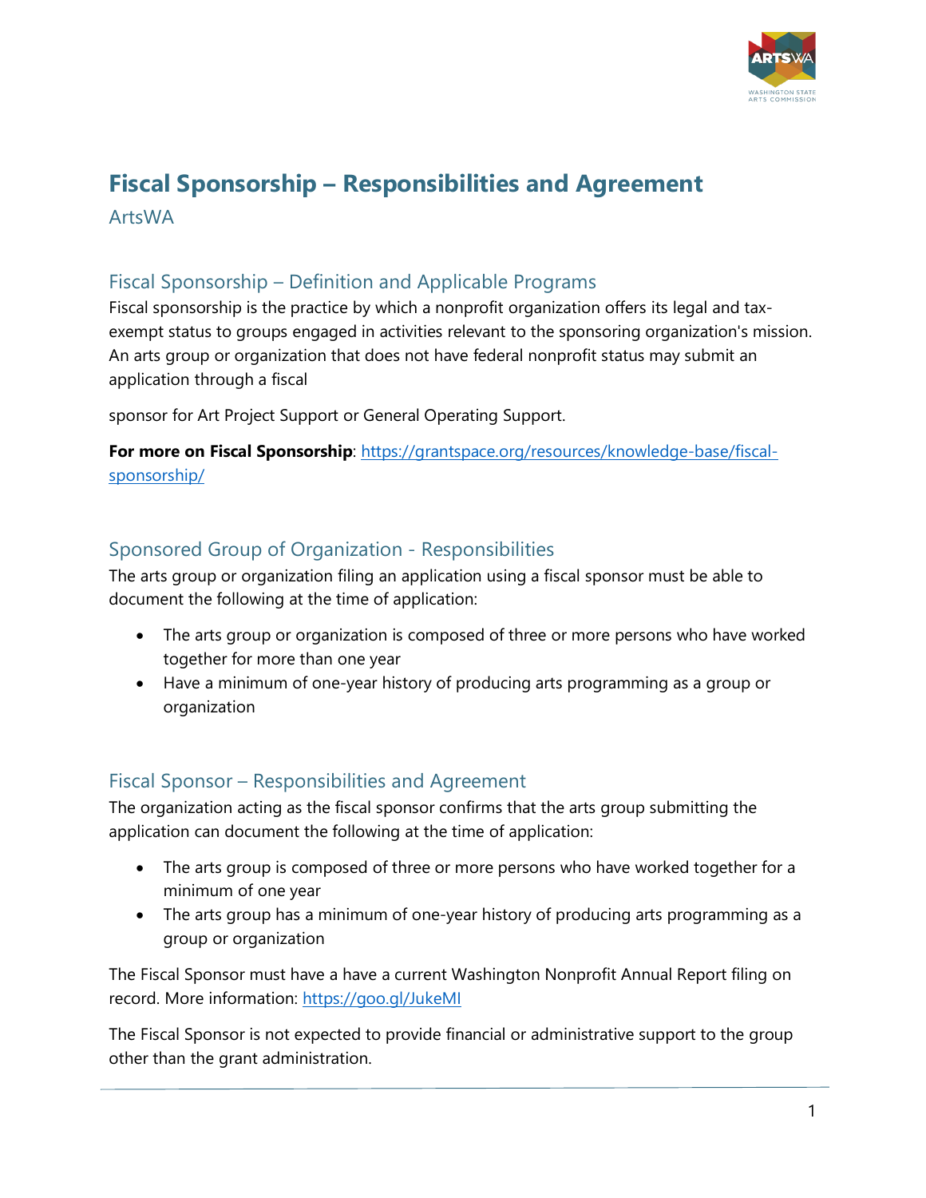# Fiscal Sponsorship – Responsibilities and Agreement

ArtsWA

## Fiscal Sponsorship – Definition and Applicable Programs

Fiscal sponsorship is the practice by which a nonprofit organization offers its legal and tax-exempt status to groups engaged in activities relevant to the sponsoring organization's mission. An arts group or organization that does not have federal nonprofit status may submit an application through a fiscal

sponsor for Art Project Support or General Operating Support.

**For more on Fiscal Sponsorship**: [https://grantspace.org/resources/knowledge-base/fiscal-sponsorship/](https://grantspace.org/resources/knowledge-base/fiscal-sponsorship/)

## Sponsored Group of Organization - Responsibilities

The arts group or organization filing an application using a fiscal sponsor must be able to document the following at the time of application:

- The arts group or organization is composed of three or more persons who have worked together for more than one year
- Have a minimum of one-year history of producing arts programming as a group or organization

## Fiscal Sponsor – Responsibilities and Agreement

The organization acting as the fiscal sponsor confirms that the arts group submitting the application can document the following at the time of application:

- The arts group is composed of three or more persons who have worked together for a minimum of one year
- The arts group has a minimum of one-year history of producing arts programming as a group or organization

The Fiscal Sponsor must have a have a current Washington Nonprofit Annual Report filing on record. More information: [https://goo.gl/JukeMI](https://goo.gl/JukeMI)

The Fiscal Sponsor is not expected to provide financial or administrative support to the group other than the grant administration.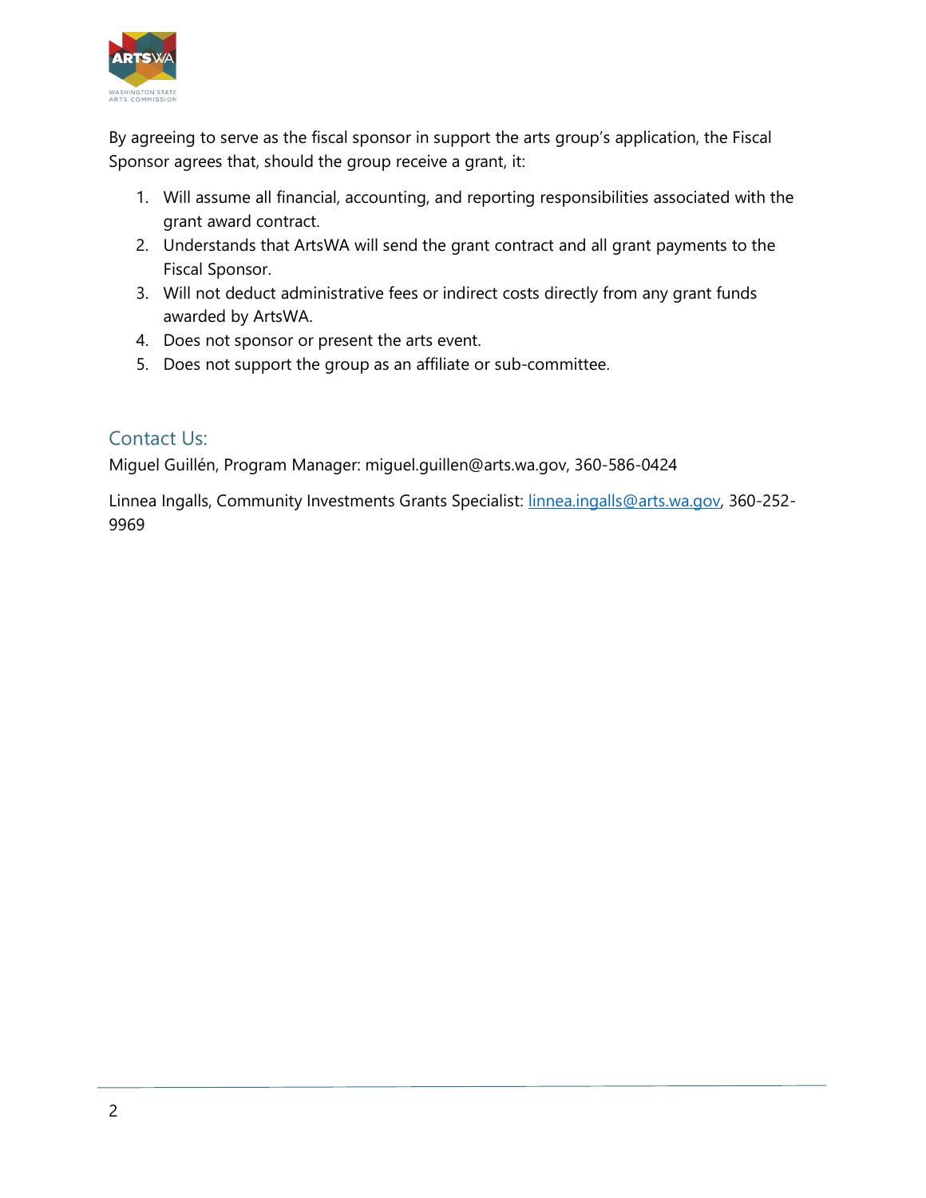By agreeing to serve as the fiscal sponsor in support the arts group's application, the Fiscal Sponsor agrees that, should the group receive a grant, it:

1. Will assume all financial, accounting, and reporting responsibilities associated with the grant award contract.
2. Understands that ArtsWA will send the grant contract and all grant payments to the Fiscal Sponsor.
3. Will not deduct administrative fees or indirect costs directly from any grant funds awarded by ArtsWA.
4. Does not sponsor or present the arts event.
5. Does not support the group as an affiliate or sub-committee.

## Contact Us:

Miguel Guillén, Program Manager: miguel.guillen@arts.wa.gov, 360-586-0424

Linnea Ingalls, Community Investments Grants Specialist: [linnea.ingalls@arts.wa.gov](mailto:linnea.ingalls@arts.wa.gov), 360-252-9969